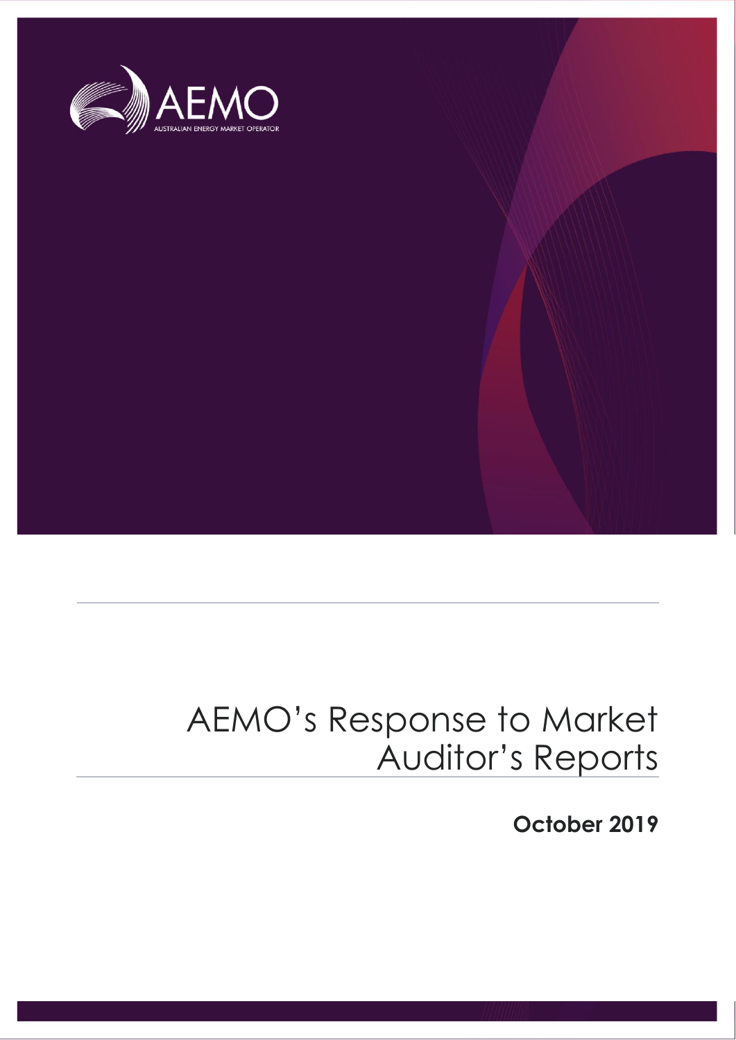AEMO

AUSTRALIAN ENERGY MARKET OPERATOR

# AEMO's Response to Market Auditor's Reports

**October 2019**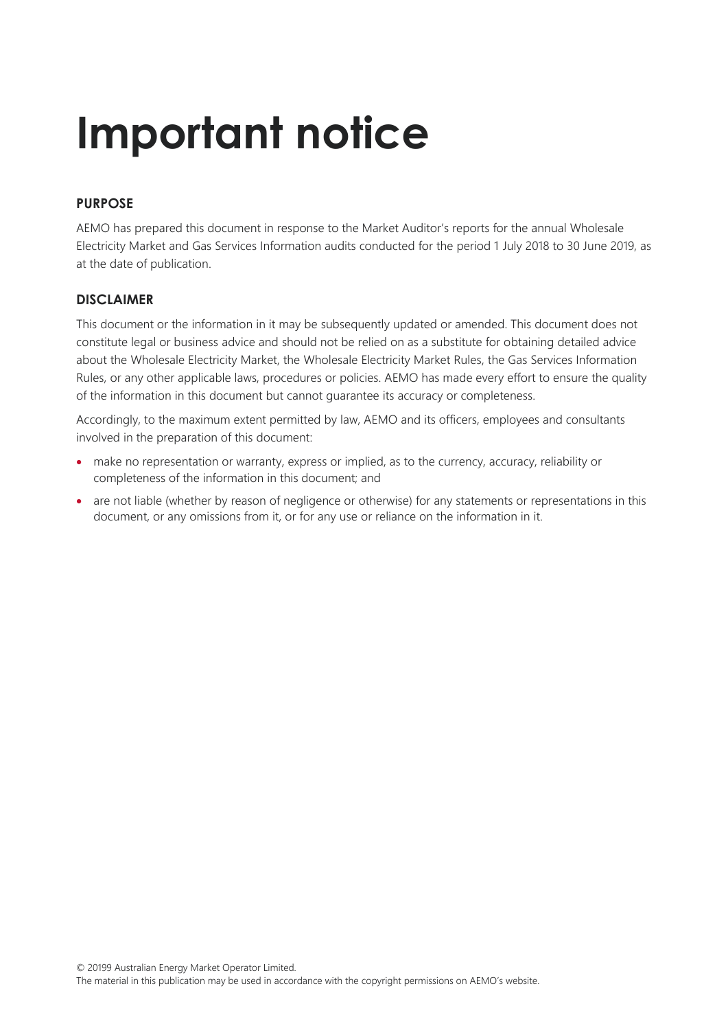# Important notice

## PURPOSE

AEMO has prepared this document in response to the Market Auditor's reports for the annual Wholesale Electricity Market and Gas Services Information audits conducted for the period 1 July 2018 to 30 June 2019, as at the date of publication.

## DISCLAIMER

This document or the information in it may be subsequently updated or amended. This document does not constitute legal or business advice and should not be relied on as a substitute for obtaining detailed advice about the Wholesale Electricity Market, the Wholesale Electricity Market Rules, the Gas Services Information Rules, or any other applicable laws, procedures or policies. AEMO has made every effort to ensure the quality of the information in this document but cannot guarantee its accuracy or completeness.

Accordingly, to the maximum extent permitted by law, AEMO and its officers, employees and consultants involved in the preparation of this document:

- make no representation or warranty, express or implied, as to the currency, accuracy, reliability or completeness of the information in this document; and
- are not liable (whether by reason of negligence or otherwise) for any statements or representations in this document, or any omissions from it, or for any use or reliance on the information in it.

© 20199 Australian Energy Market Operator Limited.
The material in this publication may be used in accordance with the copyright permissions on AEMO's website.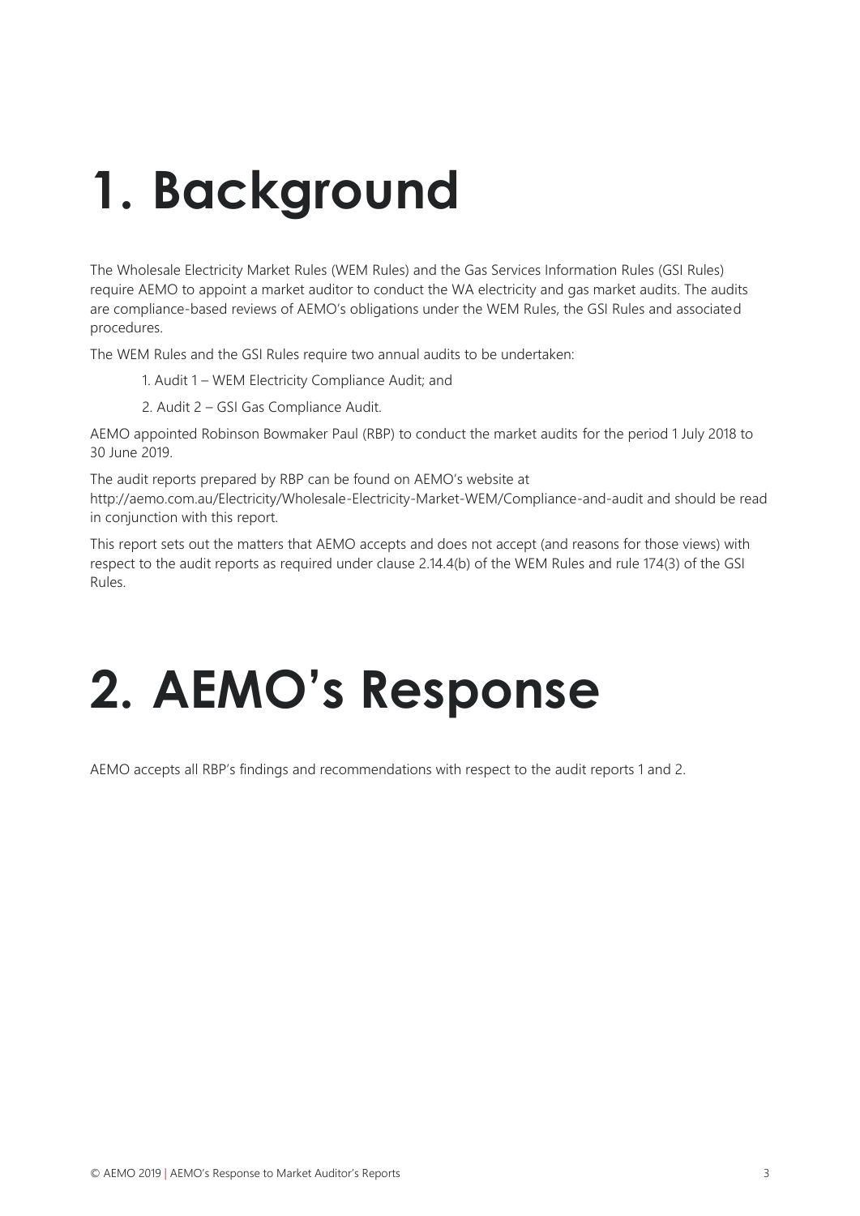# 1. Background

The Wholesale Electricity Market Rules (WEM Rules) and the Gas Services Information Rules (GSI Rules) require AEMO to appoint a market auditor to conduct the WA electricity and gas market audits. The audits are compliance-based reviews of AEMO's obligations under the WEM Rules, the GSI Rules and associated procedures.

The WEM Rules and the GSI Rules require two annual audits to be undertaken:

1. Audit 1 – WEM Electricity Compliance Audit; and
2. Audit 2 – GSI Gas Compliance Audit.

AEMO appointed Robinson Bowmaker Paul (RBP) to conduct the market audits for the period 1 July 2018 to 30 June 2019.

The audit reports prepared by RBP can be found on AEMO's website at http://aemo.com.au/Electricity/Wholesale-Electricity-Market-WEM/Compliance-and-audit and should be read in conjunction with this report.

This report sets out the matters that AEMO accepts and does not accept (and reasons for those views) with respect to the audit reports as required under clause 2.14.4(b) of the WEM Rules and rule 174(3) of the GSI Rules.

# 2. AEMO's Response

AEMO accepts all RBP's findings and recommendations with respect to the audit reports 1 and 2.